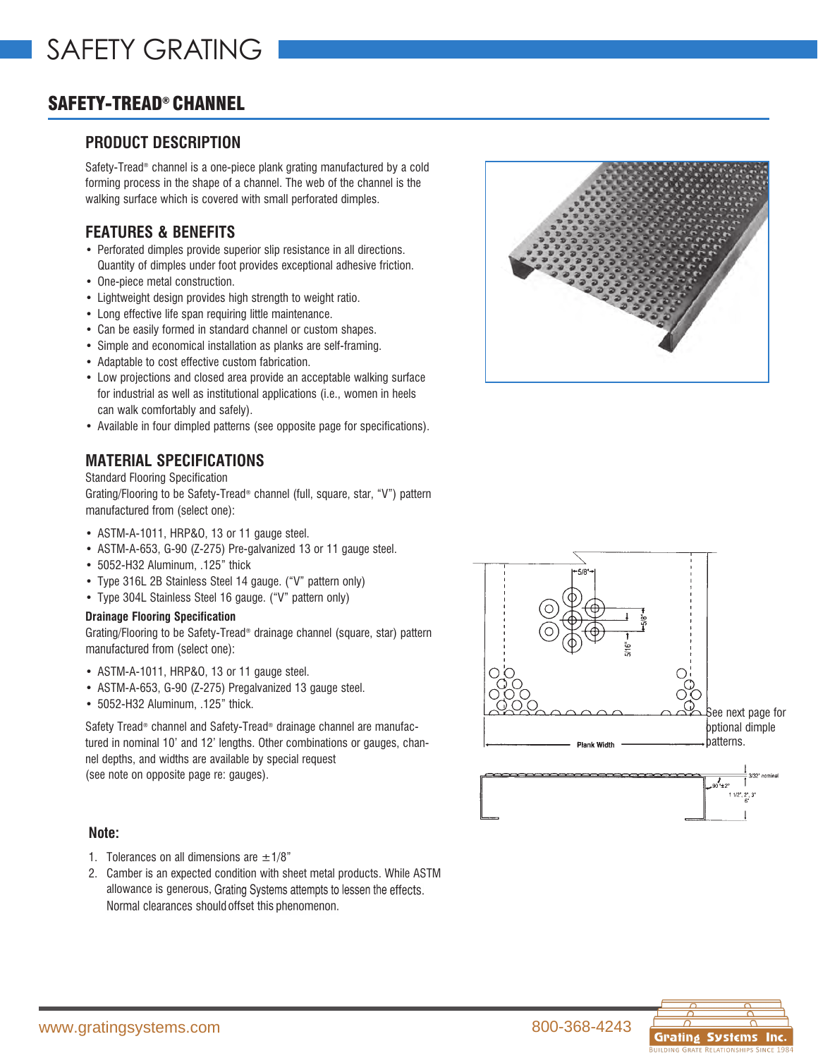# SAFETY GRATING

## SAFETY-TREAD® CHANNEL

### PRODUCT DESCRIPTION

Safety-Tread® channel is a one-piece plank grating manufactured by a cold forming process in the shape of a channel. The web of the channel is the walking surface which is covered with small perforated dimples.

### FEATURES & BENEFITS

- Perforated dimples provide superior slip resistance in all directions. Quantity of dimples under foot provides exceptional adhesive friction.
- One-piece metal construction.
- Lightweight design provides high strength to weight ratio.
- Long effective life span requiring little maintenance.
- Can be easily formed in standard channel or custom shapes.
- Simple and economical installation as planks are self-framing.
- Adaptable to cost effective custom fabrication.
- Low projections and closed area provide an acceptable walking surface for industrial as well as institutional applications (i.e., women in heels can walk comfortably and safely).
- Available in four dimpled patterns (see opposite page for specifications).

### MATERIAL SPECIFICATIONS

Standard Flooring Specification

Grating/Flooring to be Safety-Tread® channel (full, square, star, "V") pattern manufactured from (select one):

- ASTM-A-1011, HRP&O, 13 or 11 gauge steel.
- ASTM-A-653, G-90 (Z-275) Pre-galvanized 13 or 11 gauge steel.
- 5052-H32 Aluminum, .125" thick
- Type 316L 2B Stainless Steel 14 gauge. ("V" pattern only)
- Type 304L Stainless Steel 16 gauge. ("V" pattern only)

**Drainage Flooring Specification**

Grating/Flooring to be Safety-Tread® drainage channel (square, star) pattern manufactured from (select one):

- ASTM-A-1011, HRP&O, 13 or 11 gauge steel.
- ASTM-A-653, G-90 (Z-275) Pregalvanized 13 gauge steel.
- 5052-H32 Aluminum, .125" thick.

Safety Tread® channel and Safety-Tread® drainage channel are manufactured in nominal 10' and 12' lengths. Other combinations or gauges, channel depths, and widths are available by special request (see note on opposite page re: gauges).

5/8" 5/8" 5/16" Plank Width

See next page for optional dimple patterns.

3/32" nominal 90°±2° 1 1/2", 2", 3" 6"

### Note:

1. Tolerances on all dimensions are ±1/8"
2. Camber is an expected condition with sheet metal products. While ASTM allowance is generous, Grating Systems attempts to lessen the effects. Normal clearances should offset this phenomenon.

www.gratingsystems.com 800-368-4243

Grating Systems Inc. BUILDING GRATE RELATIONSHIPS SINCE 1984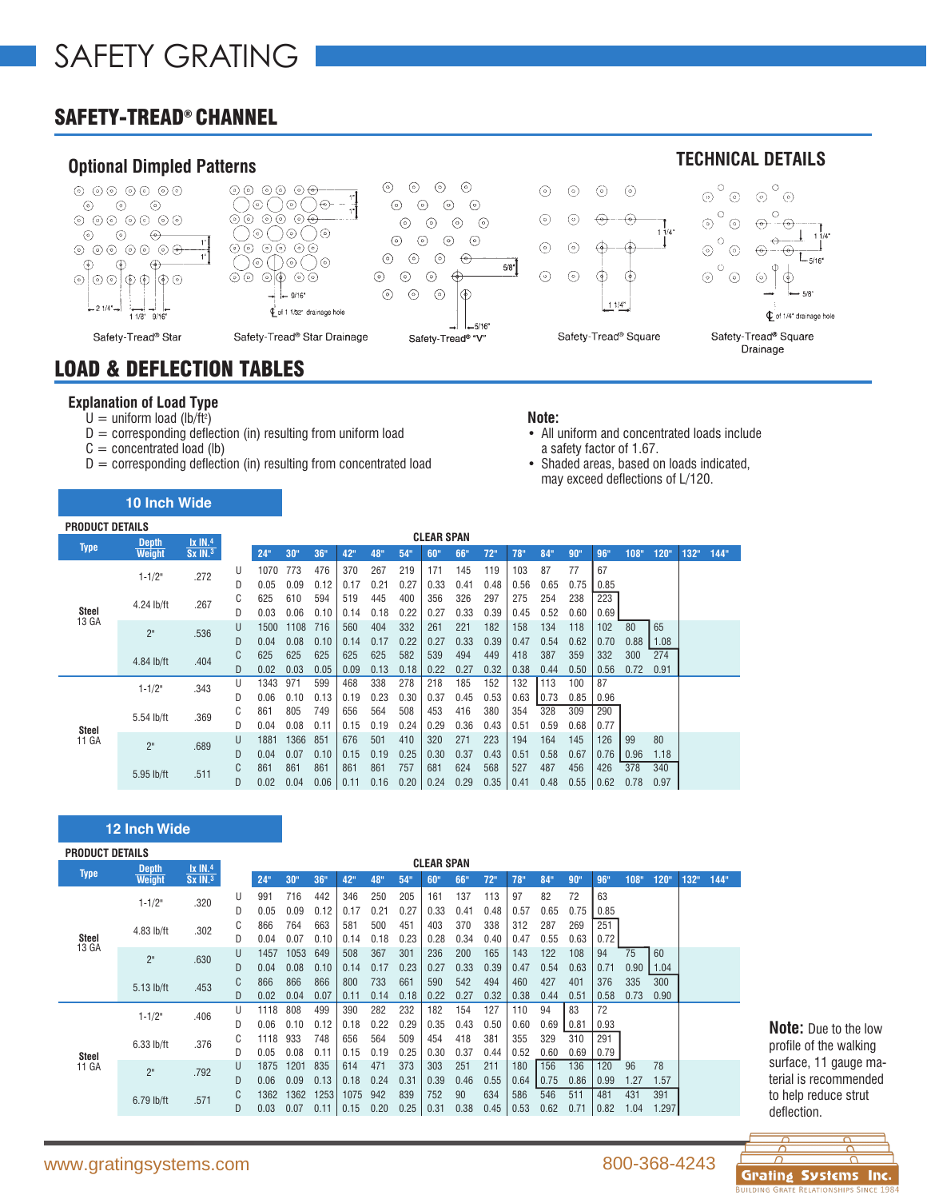# SAFETY GRATING

## SAFETY-TREAD® CHANNEL

### Optional Dimpled Patterns

Safety-Tread® Star — 2 1/4", 1 1/8", 9/16", 1"

Safety-Tread® Star Drainage — 1", 9/16", ℄ of 1 1/32" drainage hole

Safety-Tread® "V" — 5/8", 5/16"

### TECHNICAL DETAILS

Safety-Tread® Square — 1 1/4", 1 1/4"

Safety-Tread® Square Drainage — 1 1/4", 5/16", 5/8", ℄ of 1/4" drainage hole

## LOAD & DEFLECTION TABLES

### Explanation of Load Type

U = uniform load (lb/ft²)
D = corresponding deflection (in) resulting from uniform load
C = concentrated load (lb)
D = corresponding deflection (in) resulting from concentrated load

**Note:**

- All uniform and concentrated loads include a safety factor of 1.67.
- Shaded areas, based on loads indicated, may exceed deflections of L/120.

### 10 Inch Wide

PRODUCT DETAILS / CLEAR SPAN

| Type | Depth / Weight | Ix IN.⁴ / Sx IN.³ | | 24" | 30" | 36" | 42" | 48" | 54" | 60" | 66" | 72" | 78" | 84" | 90" | 96" | 108" | 120" | 132" | 144" |
|---|---|---|---|---|---|---|---|---|---|---|---|---|---|---|---|---|---|---|---|---|
| Steel 13 GA | 1-1/2" | .272 | U | 1070 | 773 | 476 | 370 | 267 | 219 | 171 | 145 | 119 | 103 | 87 | 77 | 67 | | | | |
| | | | D | 0.05 | 0.09 | 0.12 | 0.17 | 0.21 | 0.27 | 0.33 | 0.41 | 0.48 | 0.56 | 0.65 | 0.75 | 0.85 | | | | |
| | 4.24 lb/ft | .267 | C | 625 | 610 | 594 | 519 | 445 | 400 | 356 | 326 | 297 | 275 | 254 | 238 | 223 | | | | |
| | | | D | 0.03 | 0.06 | 0.10 | 0.14 | 0.18 | 0.22 | 0.27 | 0.33 | 0.39 | 0.45 | 0.52 | 0.60 | 0.69 | | | | |
| | 2" | .536 | U | 1500 | 1108 | 716 | 560 | 404 | 332 | 261 | 221 | 182 | 158 | 134 | 118 | 102 | 80 | 65 | | |
| | | | D | 0.04 | 0.08 | 0.10 | 0.14 | 0.17 | 0.22 | 0.27 | 0.33 | 0.39 | 0.47 | 0.54 | 0.62 | 0.70 | 0.88 | 1.08 | | |
| | 4.84 lb/ft | .404 | C | 625 | 625 | 625 | 625 | 625 | 582 | 539 | 494 | 449 | 418 | 387 | 359 | 332 | 300 | 274 | | |
| | | | D | 0.02 | 0.03 | 0.05 | 0.09 | 0.13 | 0.18 | 0.22 | 0.27 | 0.32 | 0.38 | 0.44 | 0.50 | 0.56 | 0.72 | 0.91 | | |
| Steel 11 GA | 1-1/2" | .343 | U | 1343 | 971 | 599 | 468 | 338 | 278 | 218 | 185 | 152 | 132 | 113 | 100 | 87 | | | | |
| | | | D | 0.06 | 0.10 | 0.13 | 0.19 | 0.23 | 0.30 | 0.37 | 0.45 | 0.53 | 0.63 | 0.73 | 0.85 | 0.96 | | | | |
| | 5.54 lb/ft | .369 | C | 861 | 805 | 749 | 656 | 564 | 508 | 453 | 416 | 380 | 354 | 328 | 309 | 290 | | | | |
| | | | D | 0.04 | 0.08 | 0.11 | 0.15 | 0.19 | 0.24 | 0.29 | 0.36 | 0.43 | 0.51 | 0.59 | 0.68 | 0.77 | | | | |
| | 2" | .689 | U | 1881 | 1366 | 851 | 676 | 501 | 410 | 320 | 271 | 223 | 194 | 164 | 145 | 126 | 99 | 80 | | |
| | | | D | 0.04 | 0.07 | 0.10 | 0.15 | 0.19 | 0.25 | 0.30 | 0.37 | 0.43 | 0.51 | 0.58 | 0.67 | 0.76 | 0.96 | 1.18 | | |
| | 5.95 lb/ft | .511 | C | 861 | 861 | 861 | 861 | 861 | 757 | 681 | 624 | 568 | 527 | 487 | 456 | 426 | 378 | 340 | | |
| | | | D | 0.02 | 0.04 | 0.06 | 0.11 | 0.16 | 0.20 | 0.24 | 0.29 | 0.35 | 0.41 | 0.48 | 0.55 | 0.62 | 0.78 | 0.97 | | |

### 12 Inch Wide

PRODUCT DETAILS / CLEAR SPAN

| Type | Depth / Weight | Ix IN.⁴ / Sx IN.³ | | 24" | 30" | 36" | 42" | 48" | 54" | 60" | 66" | 72" | 78" | 84" | 90" | 96" | 108" | 120" | 132" | 144" |
|---|---|---|---|---|---|---|---|---|---|---|---|---|---|---|---|---|---|---|---|---|
| Steel 13 GA | 1-1/2" | .320 | U | 991 | 716 | 442 | 346 | 250 | 205 | 161 | 137 | 113 | 97 | 82 | 72 | 63 | | | | |
| | | | D | 0.05 | 0.09 | 0.12 | 0.17 | 0.21 | 0.27 | 0.33 | 0.41 | 0.48 | 0.57 | 0.65 | 0.75 | 0.85 | | | | |
| | 4.83 lb/ft | .302 | C | 866 | 764 | 663 | 581 | 500 | 451 | 403 | 370 | 338 | 312 | 287 | 269 | 251 | | | | |
| | | | D | 0.04 | 0.07 | 0.10 | 0.14 | 0.18 | 0.23 | 0.28 | 0.34 | 0.40 | 0.47 | 0.55 | 0.63 | 0.72 | | | | |
| | 2" | .630 | U | 1457 | 1053 | 649 | 508 | 367 | 301 | 236 | 200 | 165 | 143 | 122 | 108 | 94 | 75 | 60 | | |
| | | | D | 0.04 | 0.08 | 0.10 | 0.14 | 0.17 | 0.23 | 0.27 | 0.33 | 0.39 | 0.47 | 0.54 | 0.63 | 0.71 | 0.90 | 1.04 | | |
| | 5.13 lb/ft | .453 | C | 866 | 866 | 866 | 800 | 733 | 661 | 590 | 542 | 494 | 460 | 427 | 401 | 376 | 335 | 300 | | |
| | | | D | 0.02 | 0.04 | 0.07 | 0.11 | 0.14 | 0.18 | 0.22 | 0.27 | 0.32 | 0.38 | 0.44 | 0.51 | 0.58 | 0.73 | 0.90 | | |
| Steel 11 GA | 1-1/2" | .406 | U | 1118 | 808 | 499 | 390 | 282 | 232 | 182 | 154 | 127 | 110 | 94 | 83 | 72 | | | | |
| | | | D | 0.06 | 0.10 | 0.12 | 0.18 | 0.22 | 0.29 | 0.35 | 0.43 | 0.50 | 0.60 | 0.69 | 0.81 | 0.93 | | | | |
| | 6.33 lb/ft | .376 | C | 1118 | 933 | 748 | 656 | 564 | 509 | 454 | 418 | 381 | 355 | 329 | 310 | 291 | | | | |
| | | | D | 0.05 | 0.08 | 0.11 | 0.15 | 0.19 | 0.25 | 0.30 | 0.37 | 0.44 | 0.52 | 0.60 | 0.69 | 0.79 | | | | |
| | 2" | .792 | U | 1875 | 1201 | 835 | 614 | 471 | 373 | 303 | 251 | 211 | 180 | 156 | 136 | 120 | 96 | 78 | | |
| | | | D | 0.06 | 0.09 | 0.13 | 0.18 | 0.24 | 0.31 | 0.39 | 0.46 | 0.55 | 0.64 | 0.75 | 0.86 | 0.99 | 1.27 | 1.57 | | |
| | 6.79 lb/ft | .571 | C | 1362 | 1362 | 1253 | 1075 | 942 | 839 | 752 | 90 | 634 | 586 | 546 | 511 | 481 | 431 | 391 | | |
| | | | D | 0.03 | 0.07 | 0.11 | 0.15 | 0.20 | 0.25 | 0.31 | 0.38 | 0.45 | 0.53 | 0.62 | 0.71 | 0.82 | 1.04 | 1.297 | | |

**Note:** Due to the low profile of the walking surface, 11 gauge material is recommended to help reduce strut deflection.

www.gratingsystems.com    800-368-4243

Grating Systems Inc. — Building Grate Relationships Since 1984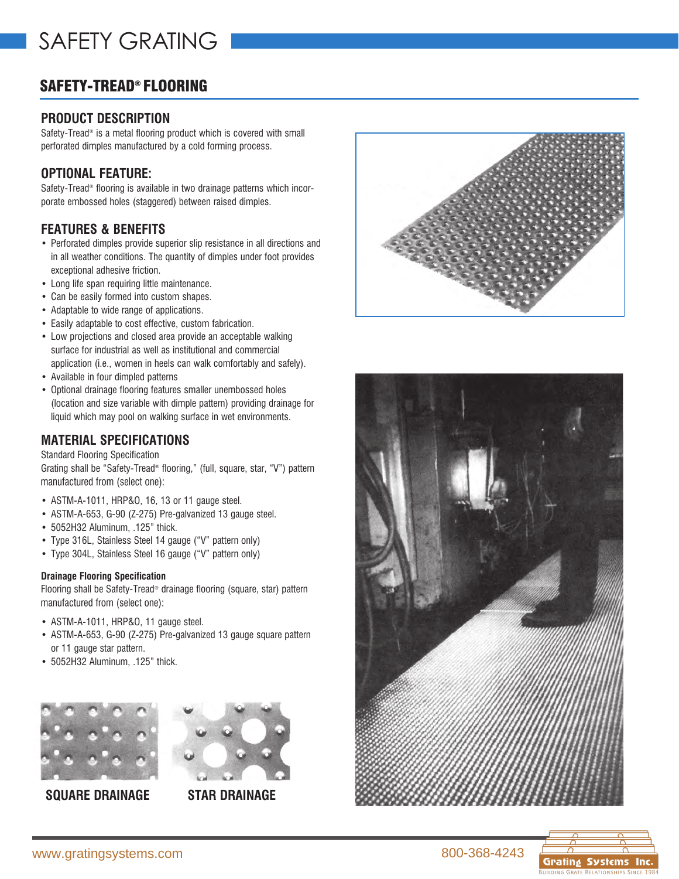# SAFETY GRATING

## SAFETY-TREAD® FLOORING

### PRODUCT DESCRIPTION

Safety-Tread® is a metal flooring product which is covered with small perforated dimples manufactured by a cold forming process.

### OPTIONAL FEATURE:

Safety-Tread® flooring is available in two drainage patterns which incorporate embossed holes (staggered) between raised dimples.

### FEATURES & BENEFITS

- Perforated dimples provide superior slip resistance in all directions and in all weather conditions. The quantity of dimples under foot provides exceptional adhesive friction.
- Long life span requiring little maintenance.
- Can be easily formed into custom shapes.
- Adaptable to wide range of applications.
- Easily adaptable to cost effective, custom fabrication.
- Low projections and closed area provide an acceptable walking surface for industrial as well as institutional and commercial application (i.e., women in heels can walk comfortably and safely).
- Available in four dimpled patterns
- Optional drainage flooring features smaller unembossed holes (location and size variable with dimple pattern) providing drainage for liquid which may pool on walking surface in wet environments.

### MATERIAL SPECIFICATIONS

Standard Flooring Specification

Grating shall be "Safety-Tread® flooring," (full, square, star, "V") pattern manufactured from (select one):

- ASTM-A-1011, HRP&O, 16, 13 or 11 gauge steel.
- ASTM-A-653, G-90 (Z-275) Pre-galvanized 13 gauge steel.
- 5052H32 Aluminum, .125" thick.
- Type 316L, Stainless Steel 14 gauge ("V" pattern only)
- Type 304L, Stainless Steel 16 gauge ("V" pattern only)

**Drainage Flooring Specification**

Flooring shall be Safety-Tread® drainage flooring (square, star) pattern manufactured from (select one):

- ASTM-A-1011, HRP&O, 11 gauge steel.
- ASTM-A-653, G-90 (Z-275) Pre-galvanized 13 gauge square pattern or 11 gauge star pattern.
- 5052H32 Aluminum, .125" thick.

**SQUARE DRAINAGE** **STAR DRAINAGE**

www.gratingsystems.com 800-368-4243

Grating Systems Inc.
Building Grate Relationships Since 1984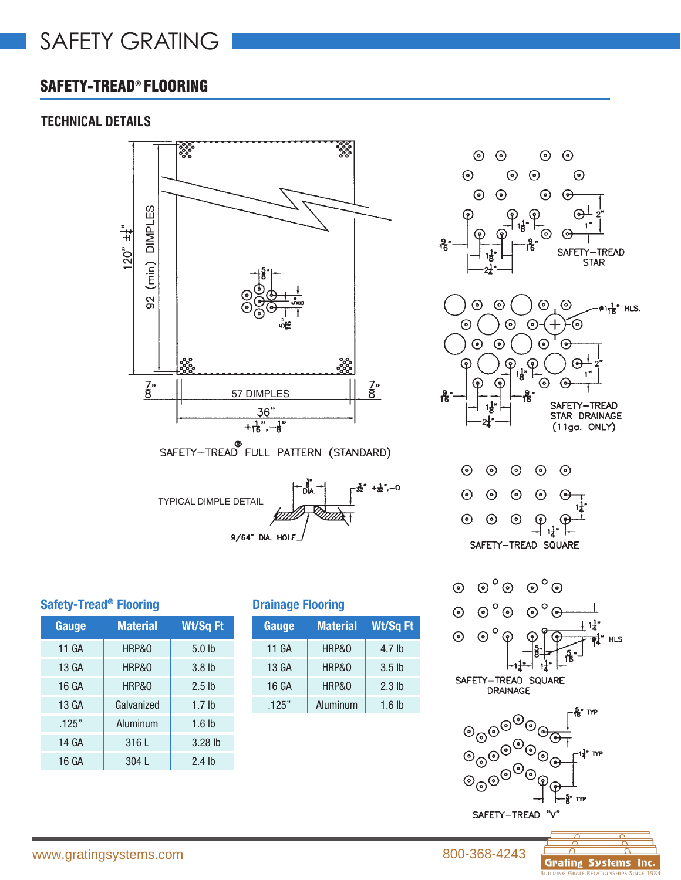# SAFETY GRATING

## SAFETY-TREAD® FLOORING

### TECHNICAL DETAILS

120" ±1/4"

92 (min) DIMPLES

5/8"

5/8"

5/16"

7/8"

57 DIMPLES

7/8"

36"

+1/16", -1/8"

SAFETY-TREAD® FULL PATTERN (STANDARD)

TYPICAL DIMPLE DETAIL

3/8" DIA.

3/32" +1/32", -0

9/64" DIA. HOLE

2"

1"

1 1/8"

9/16"

9/16"

1 1/8"

2 1/4"

SAFETY-TREAD STAR

ø1 1/16" HLS.

2"

1"

1 1/8"

9/16"

9/16"

1 1/8"

2 1/4"

SAFETY-TREAD STAR DRAINAGE (11ga. ONLY)

1 1/4"

1 1/4"

SAFETY-TREAD SQUARE

1 1/4"

1/4" HLS

5/8"

5/16"

1 1/4"

1 1/4"

SAFETY-TREAD SQUARE DRAINAGE

5/16" TYP

1 1/4" TYP

5/8" TYP

SAFETY-TREAD "V"

### Safety-Tread® Flooring

| Gauge | Material | Wt/Sq Ft |
|---|---|---|
| 11 GA | HRP&O | 5.0 lb |
| 13 GA | HRP&O | 3.8 lb |
| 16 GA | HRP&O | 2.5 lb |
| 13 GA | Galvanized | 1.7 lb |
| .125" | Aluminum | 1.6 lb |
| 14 GA | 316 L | 3.28 lb |
| 16 GA | 304 L | 2.4 lb |

### Drainage Flooring

| Gauge | Material | Wt/Sq Ft |
|---|---|---|
| 11 GA | HRP&O | 4.7 lb |
| 13 GA | HRP&O | 3.5 lb |
| 16 GA | HRP&O | 2.3 lb |
| .125" | Aluminum | 1.6 lb |

www.gratingsystems.com 800-368-4243

Grating Systems Inc. Building Grate Relationships Since 1984